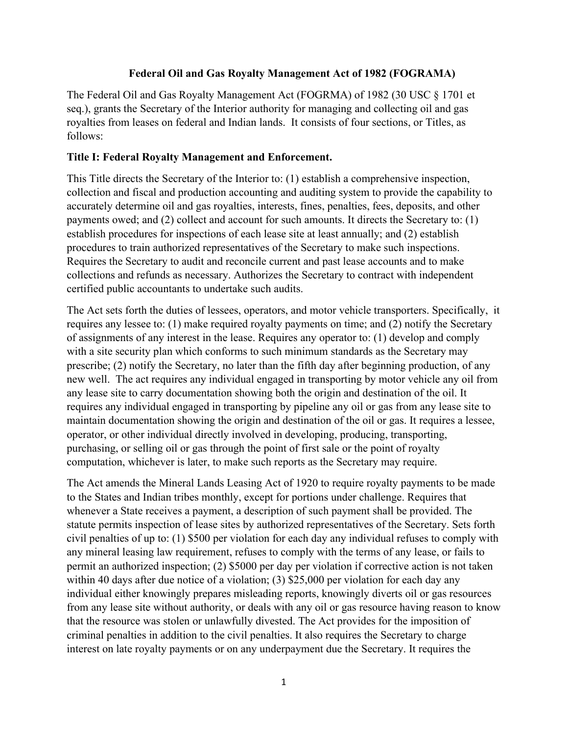# Federal Oil and Gas Royalty Management Act of 1982 (FOGRAMA)

The Federal Oil and Gas Royalty Management Act (FOGRMA) of 1982 (30 USC § 1701 et seq.), grants the Secretary of the Interior authority for managing and collecting oil and gas royalties from leases on federal and Indian lands. It consists of four sections, or Titles, as follows:

## Title I: Federal Royalty Management and Enforcement.

This Title directs the Secretary of the Interior to: (1) establish a comprehensive inspection, collection and fiscal and production accounting and auditing system to provide the capability to accurately determine oil and gas royalties, interests, fines, penalties, fees, deposits, and other payments owed; and (2) collect and account for such amounts. It directs the Secretary to: (1) establish procedures for inspections of each lease site at least annually; and (2) establish procedures to train authorized representatives of the Secretary to make such inspections. Requires the Secretary to audit and reconcile current and past lease accounts and to make collections and refunds as necessary. Authorizes the Secretary to contract with independent certified public accountants to undertake such audits.

The Act sets forth the duties of lessees, operators, and motor vehicle transporters. Specifically, it requires any lessee to: (1) make required royalty payments on time; and (2) notify the Secretary of assignments of any interest in the lease. Requires any operator to: (1) develop and comply with a site security plan which conforms to such minimum standards as the Secretary may prescribe; (2) notify the Secretary, no later than the fifth day after beginning production, of any new well. The act requires any individual engaged in transporting by motor vehicle any oil from any lease site to carry documentation showing both the origin and destination of the oil. It requires any individual engaged in transporting by pipeline any oil or gas from any lease site to maintain documentation showing the origin and destination of the oil or gas. It requires a lessee, operator, or other individual directly involved in developing, producing, transporting, purchasing, or selling oil or gas through the point of first sale or the point of royalty computation, whichever is later, to make such reports as the Secretary may require.

The Act amends the Mineral Lands Leasing Act of 1920 to require royalty payments to be made to the States and Indian tribes monthly, except for portions under challenge. Requires that whenever a State receives a payment, a description of such payment shall be provided. The statute permits inspection of lease sites by authorized representatives of the Secretary. Sets forth civil penalties of up to: (1) $500 per violation for each day any individual refuses to comply with any mineral leasing law requirement, refuses to comply with the terms of any lease, or fails to permit an authorized inspection; (2) $5000 per day per violation if corrective action is not taken within 40 days after due notice of a violation; (3) $25,000 per violation for each day any individual either knowingly prepares misleading reports, knowingly diverts oil or gas resources from any lease site without authority, or deals with any oil or gas resource having reason to know that the resource was stolen or unlawfully divested. The Act provides for the imposition of criminal penalties in addition to the civil penalties. It also requires the Secretary to charge interest on late royalty payments or on any underpayment due the Secretary. It requires the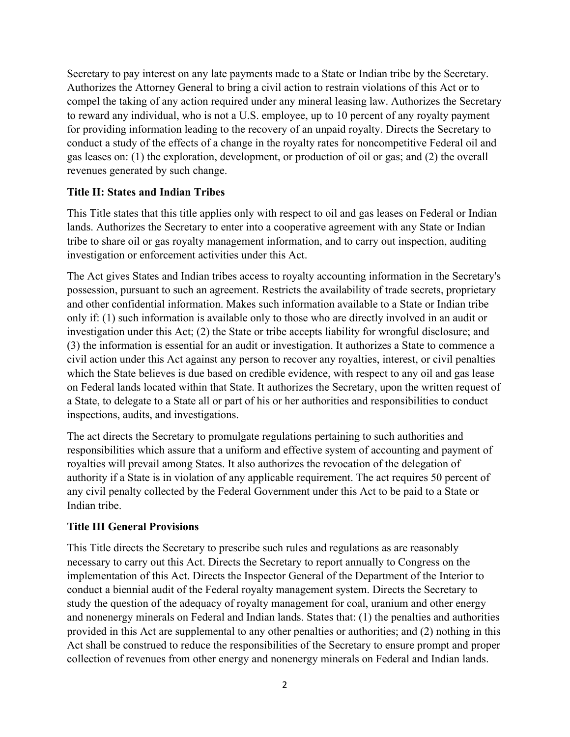Secretary to pay interest on any late payments made to a State or Indian tribe by the Secretary. Authorizes the Attorney General to bring a civil action to restrain violations of this Act or to compel the taking of any action required under any mineral leasing law. Authorizes the Secretary to reward any individual, who is not a U.S. employee, up to 10 percent of any royalty payment for providing information leading to the recovery of an unpaid royalty. Directs the Secretary to conduct a study of the effects of a change in the royalty rates for noncompetitive Federal oil and gas leases on: (1) the exploration, development, or production of oil or gas; and (2) the overall revenues generated by such change.

**Title II: States and Indian Tribes**

This Title states that this title applies only with respect to oil and gas leases on Federal or Indian lands. Authorizes the Secretary to enter into a cooperative agreement with any State or Indian tribe to share oil or gas royalty management information, and to carry out inspection, auditing investigation or enforcement activities under this Act.

The Act gives States and Indian tribes access to royalty accounting information in the Secretary's possession, pursuant to such an agreement. Restricts the availability of trade secrets, proprietary and other confidential information. Makes such information available to a State or Indian tribe only if: (1) such information is available only to those who are directly involved in an audit or investigation under this Act; (2) the State or tribe accepts liability for wrongful disclosure; and (3) the information is essential for an audit or investigation. It authorizes a State to commence a civil action under this Act against any person to recover any royalties, interest, or civil penalties which the State believes is due based on credible evidence, with respect to any oil and gas lease on Federal lands located within that State. It authorizes the Secretary, upon the written request of a State, to delegate to a State all or part of his or her authorities and responsibilities to conduct inspections, audits, and investigations.

The act directs the Secretary to promulgate regulations pertaining to such authorities and responsibilities which assure that a uniform and effective system of accounting and payment of royalties will prevail among States. It also authorizes the revocation of the delegation of authority if a State is in violation of any applicable requirement. The act requires 50 percent of any civil penalty collected by the Federal Government under this Act to be paid to a State or Indian tribe.

**Title III General Provisions**

This Title directs the Secretary to prescribe such rules and regulations as are reasonably necessary to carry out this Act. Directs the Secretary to report annually to Congress on the implementation of this Act. Directs the Inspector General of the Department of the Interior to conduct a biennial audit of the Federal royalty management system. Directs the Secretary to study the question of the adequacy of royalty management for coal, uranium and other energy and nonenergy minerals on Federal and Indian lands. States that: (1) the penalties and authorities provided in this Act are supplemental to any other penalties or authorities; and (2) nothing in this Act shall be construed to reduce the responsibilities of the Secretary to ensure prompt and proper collection of revenues from other energy and nonenergy minerals on Federal and Indian lands.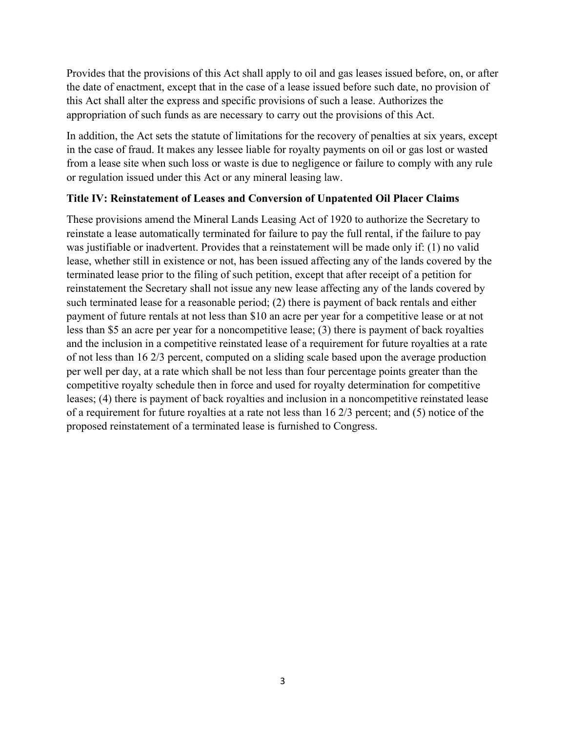Provides that the provisions of this Act shall apply to oil and gas leases issued before, on, or after the date of enactment, except that in the case of a lease issued before such date, no provision of this Act shall alter the express and specific provisions of such a lease. Authorizes the appropriation of such funds as are necessary to carry out the provisions of this Act.

In addition, the Act sets the statute of limitations for the recovery of penalties at six years, except in the case of fraud. It makes any lessee liable for royalty payments on oil or gas lost or wasted from a lease site when such loss or waste is due to negligence or failure to comply with any rule or regulation issued under this Act or any mineral leasing law.

**Title IV: Reinstatement of Leases and Conversion of Unpatented Oil Placer Claims**

These provisions amend the Mineral Lands Leasing Act of 1920 to authorize the Secretary to reinstate a lease automatically terminated for failure to pay the full rental, if the failure to pay was justifiable or inadvertent. Provides that a reinstatement will be made only if: (1) no valid lease, whether still in existence or not, has been issued affecting any of the lands covered by the terminated lease prior to the filing of such petition, except that after receipt of a petition for reinstatement the Secretary shall not issue any new lease affecting any of the lands covered by such terminated lease for a reasonable period; (2) there is payment of back rentals and either payment of future rentals at not less than $10 an acre per year for a competitive lease or at not less than $5 an acre per year for a noncompetitive lease; (3) there is payment of back royalties and the inclusion in a competitive reinstated lease of a requirement for future royalties at a rate of not less than 16 2/3 percent, computed on a sliding scale based upon the average production per well per day, at a rate which shall be not less than four percentage points greater than the competitive royalty schedule then in force and used for royalty determination for competitive leases; (4) there is payment of back royalties and inclusion in a noncompetitive reinstated lease of a requirement for future royalties at a rate not less than 16 2/3 percent; and (5) notice of the proposed reinstatement of a terminated lease is furnished to Congress.